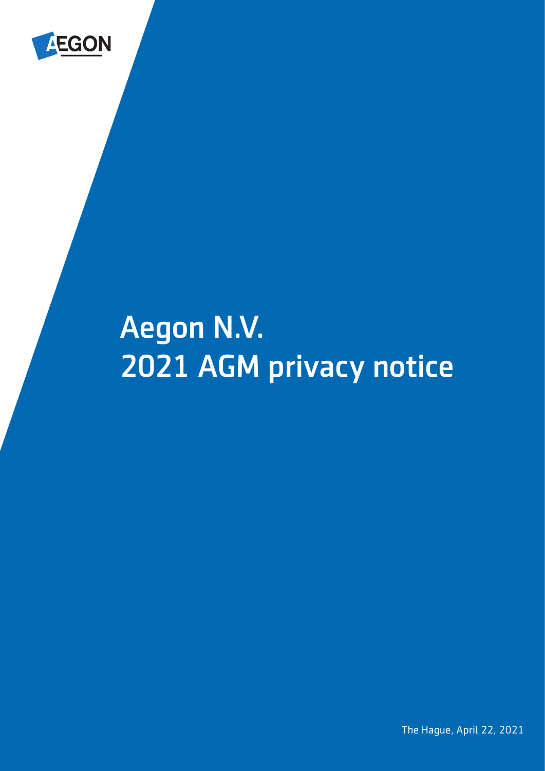# Aegon N.V. 2021 AGM privacy notice

The Hague, April 22, 2021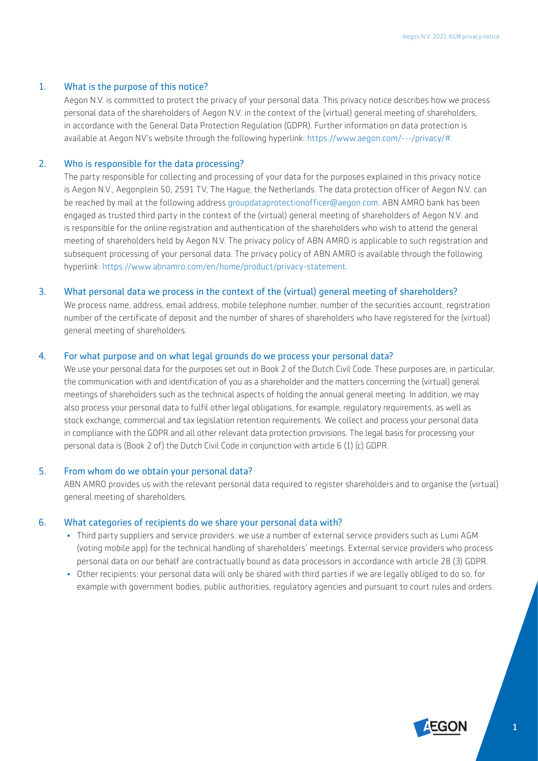## 1. What is the purpose of this notice?

Aegon N.V. is committed to protect the privacy of your personal data. This privacy notice describes how we process personal data of the shareholders of Aegon N.V. in the context of the (virtual) general meeting of shareholders, in accordance with the General Data Protection Regulation (GDPR). Further information on data protection is available at Aegon NV's website through the following hyperlink: https://www.aegon.com/---/privacy/#.

## 2. Who is responsible for the data processing?

The party responsible for collecting and processing of your data for the purposes explained in this privacy notice is Aegon N.V., Aegonplein 50, 2591 TV, The Hague, the Netherlands. The data protection officer of Aegon N.V. can be reached by mail at the following address groupdataprotectionofficer@aegon.com. ABN AMRO bank has been engaged as trusted third party in the context of the (virtual) general meeting of shareholders of Aegon N.V. and is responsible for the online registration and authentication of the shareholders who wish to attend the general meeting of shareholders held by Aegon N.V. The privacy policy of ABN AMRO is applicable to such registration and subsequent processing of your personal data. The privacy policy of ABN AMRO is available through the following hyperlink: https://www.abnamro.com/en/home/product/privacy-statement.

## 3. What personal data we process in the context of the (virtual) general meeting of shareholders?

We process name, address, email address, mobile telephone number, number of the securities account, registration number of the certificate of deposit and the number of shares of shareholders who have registered for the (virtual) general meeting of shareholders.

## 4. For what purpose and on what legal grounds do we process your personal data?

We use your personal data for the purposes set out in Book 2 of the Dutch Civil Code. These purposes are, in particular, the communication with and identification of you as a shareholder and the matters concerning the (virtual) general meetings of shareholders such as the technical aspects of holding the annual general meeting. In addition, we may also process your personal data to fulfil other legal obligations, for example, regulatory requirements, as well as stock exchange, commercial and tax legislation retention requirements. We collect and process your personal data in compliance with the GDPR and all other relevant data protection provisions. The legal basis for processing your personal data is (Book 2 of) the Dutch Civil Code in conjunction with article 6 (1) (c) GDPR.

## 5. From whom do we obtain your personal data?

ABN AMRO provides us with the relevant personal data required to register shareholders and to organise the (virtual) general meeting of shareholders.

## 6. What categories of recipients do we share your personal data with?

- Third party suppliers and service providers: we use a number of external service providers such as Lumi AGM (voting mobile app) for the technical handling of shareholders' meetings. External service providers who process personal data on our behalf are contractually bound as data processors in accordance with article 28 (3) GDPR.
- Other recipients: your personal data will only be shared with third parties if we are legally obliged to do so, for example with government bodies, public authorities, regulatory agencies and pursuant to court rules and orders.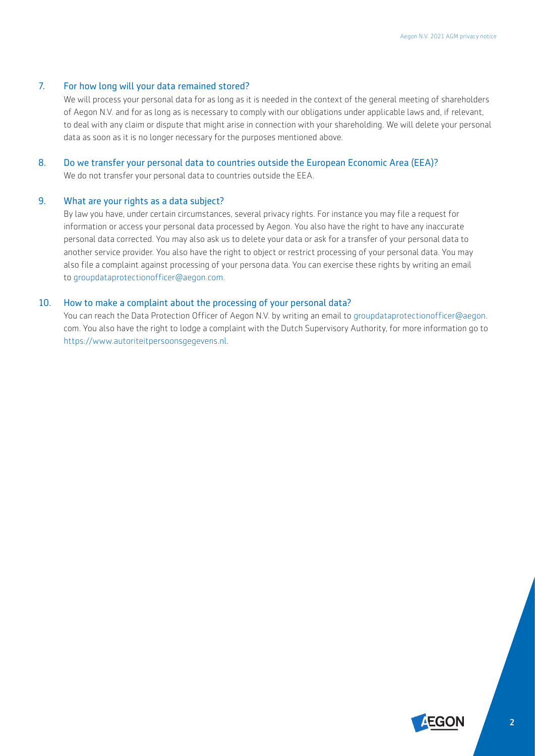## 7. For how long will your data remained stored?

We will process your personal data for as long as it is needed in the context of the general meeting of shareholders of Aegon N.V. and for as long as is necessary to comply with our obligations under applicable laws and, if relevant, to deal with any claim or dispute that might arise in connection with your shareholding. We will delete your personal data as soon as it is no longer necessary for the purposes mentioned above.

## 8. Do we transfer your personal data to countries outside the European Economic Area (EEA)?

We do not transfer your personal data to countries outside the EEA.

## 9. What are your rights as a data subject?

By law you have, under certain circumstances, several privacy rights. For instance you may file a request for information or access your personal data processed by Aegon. You also have the right to have any inaccurate personal data corrected. You may also ask us to delete your data or ask for a transfer of your personal data to another service provider. You also have the right to object or restrict processing of your personal data. You may also file a complaint against processing of your persona data. You can exercise these rights by writing an email to groupdataprotectionofficer@aegon.com.

## 10. How to make a complaint about the processing of your personal data?

You can reach the Data Protection Officer of Aegon N.V. by writing an email to groupdataprotectionofficer@aegon.com. You also have the right to lodge a complaint with the Dutch Supervisory Authority, for more information go to https://www.autoriteitpersoonsgegevens.nl.